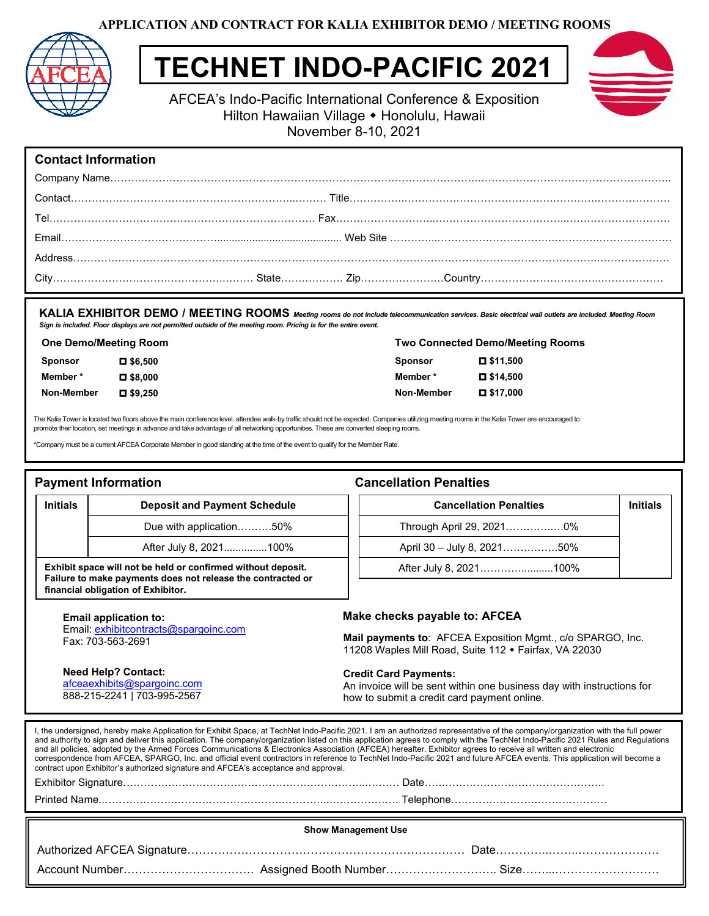APPLICATION AND CONTRACT FOR KALIA EXHIBITOR DEMO / MEETING ROOMS

# TECHNET INDO-PACIFIC 2021

AFCEA's Indo-Pacific International Conference & Exposition
Hilton Hawaiian Village ◆ Honolulu, Hawaii
November 8-10, 2021

## Contact Information

Company Name……………………………………………………………………………………………………………………………………………..

Contact……………………………………………………………… Title………………………………………………………………………………………

Tel……………………………………………………………………… Fax…………………………………………………………………………………………

Email……………………………………….......................................... Web Site ……………………………………………………………………………

Address…………………………………………………………………………………………………………………………………………………………

City………………………………………………… State……………… Zip……………………Country……………………………………………………

## KALIA EXHIBITOR DEMO / MEETING ROOMS

*Meeting rooms do not include telecommunication services. Basic electrical wall outlets are included. Meeting Room Sign is included. Floor displays are not permitted outside of the meeting room. Pricing is for the entire event.*

**One Demo/Meeting Room**

| | |
|---|---|
| **Sponsor** | ☐ $6,500 |
| **Member \*** | ☐ $8,000 |
| **Non-Member** | ☐ $9,250 |

**Two Connected Demo/Meeting Rooms**

| | |
|---|---|
| **Sponsor** | ☐ $11,500 |
| **Member \*** | ☐ $14,500 |
| **Non-Member** | ☐ $17,000 |

The Kalia Tower is located two floors above the main conference level, attendee walk-by traffic should not be expected. Companies utilizing meeting rooms in the Kalia Tower are encouraged to promote their location, set meetings in advance and take advantage of all networking opportunities. These are converted sleeping rooms.

*Company must be a current AFCEA Corporate Member in good standing at the time of the event to qualify for the Member Rate.

## Payment Information

| Initials | Deposit and Payment Schedule |
|---|---|
| | Due with application……….50% |
| | After July 8, 2021...............100% |

**Exhibit space will not be held or confirmed without deposit. Failure to make payments does not release the contracted or financial obligation of Exhibitor.**

## Cancellation Penalties

| Cancellation Penalties | Initials |
|---|---|
| Through April 29, 2021……………..0% | |
| April 30 – July 8, 2021…………….50% | |
| After July 8, 2021……….........100% | |

**Email application to:**
Email: exhibitcontracts@spargoinc.com
Fax: 703-563-2691

**Need Help? Contact:**
afceaexhibits@spargoinc.com
888-215-2241 | 703-995-2567

**Make checks payable to: AFCEA**

**Mail payments to**: AFCEA Exposition Mgmt., c/o SPARGO, Inc.
11208 Waples Mill Road, Suite 112 ◆ Fairfax, VA 22030

**Credit Card Payments:**
An invoice will be sent within one business day with instructions for how to submit a credit card payment online.

I, the undersigned, hereby make Application for Exhibit Space, at TechNet Indo-Pacific 2021. I am an authorized representative of the company/organization with the full power and authority to sign and deliver this application. The company/organization listed on this application agrees to comply with the TechNet Indo-Pacific 2021 Rules and Regulations and all policies, adopted by the Armed Forces Communications & Electronics Association (AFCEA) hereafter. Exhibitor agrees to receive all written and electronic correspondence from AFCEA, SPARGO, Inc. and official event contractors in reference to TechNet Indo-Pacific 2021 and future AFCEA events. This application will become a contract upon Exhibitor's authorized signature and AFCEA's acceptance and approval.

Exhibitor Signature……………………………………………………………………… Date…………………………………………….

Printed Name……………………………………………………………………………… Telephone………………………………………

**Show Management Use**

Authorized AFCEA Signature……………………………………………………………… Date…………………………………………

Account Number…………………………… Assigned Booth Number……………………….. Size……………………………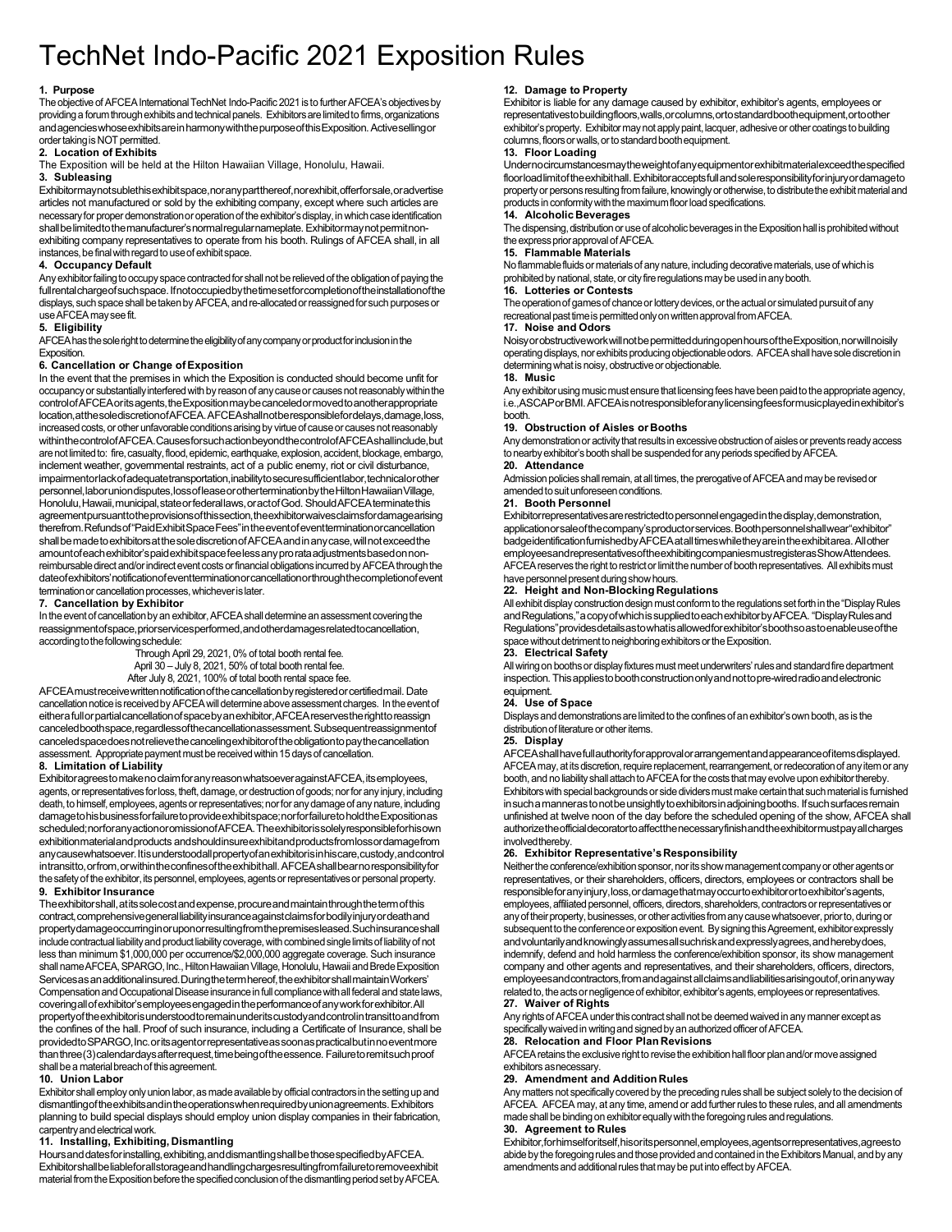# TechNet Indo-Pacific 2021 Exposition Rules

**1. Purpose**

The objective of AFCEA International TechNet Indo-Pacific 2021 is to further AFCEA's objectives by providing a forum through exhibits and technical panels. Exhibitors are limited to firms, organizations and agencies whose exhibits are in harmony with the purpose of this Exposition. Active selling or order taking is NOT permitted.

**2. Location of Exhibits**

The Exposition will be held at the Hilton Hawaiian Village, Honolulu, Hawaii.

**3. Subleasing**

Exhibitor may not sublet this exhibit space, nor any part thereof, nor exhibit, offer for sale, or advertise articles not manufactured or sold by the exhibiting company, except where such articles are necessary for proper demonstration or operation of the exhibitor's display, in which case identification shall be limited to the manufacturer's normal regular nameplate. Exhibitor may not permit non-exhibiting company representatives to operate from his booth. Rulings of AFCEA shall, in all instances, be final with regard to use of exhibit space.

**4. Occupancy Default**

Any exhibitor failing to occupy space contracted for shall not be relieved of the obligation of paying the full rental charge of such space. If not occupied by the time set for completion of the installation of the displays, such space shall be taken by AFCEA, and re-allocated or reassigned for such purposes or use AFCEA may see fit.

**5. Eligibility**

AFCEA has the sole right to determine the eligibility of any company or product for inclusion in the Exposition.

**6. Cancellation or Change of Exposition**

In the event that the premises in which the Exposition is conducted should become unfit for occupancy or substantially interfered with by reason of any cause or causes not reasonably within the control of AFCEA or its agents, the Exposition may be canceled or moved to another appropriate location, at the sole discretion of AFCEA. AFCEA shall not be responsible for delays, damage, loss, increased costs, or other unfavorable conditions arising by virtue of cause or causes not reasonably within the control of AFCEA. Causes for such action beyond the control of AFCEA shall include, but are not limited to: fire, casualty, flood, epidemic, earthquake, explosion, accident, blockage, embargo, inclement weather, governmental restraints, act of a public enemy, riot or civil disturbance, impairment or lack of adequate transportation, inability to secure sufficient labor, technical or other personnel, labor union disputes, loss of lease or other termination by the Hilton Hawaiian Village, Honolulu, Hawaii, municipal, state or federal laws, or act of God. Should AFCEA terminate this agreement pursuant to the provisions of this section, the exhibitor waives claims for damage arising therefrom. Refunds of "Paid Exhibit Space Fees" in the event of event termination or cancellation shall be made to exhibitors at the sole discretion of AFCEA and in any case, will not exceed the amount of each exhibitor's paid exhibit space fee less any pro rata adjustments based on non-reimbursable direct and/or indirect event costs or financial obligations incurred by AFCEA through the date of exhibitors' notification of event termination or cancellation or through the completion of event termination or cancellation processes, whichever is later.

**7. Cancellation by Exhibitor**

In the event of cancellation by an exhibitor, AFCEA shall determine an assessment covering the reassignment of space, prior services performed, and other damages related to cancellation, according to the following schedule:

Through April 29, 2021, 0% of total booth rental fee.
April 30 – July 8, 2021, 50% of total booth rental fee.
After July 8, 2021, 100% of total booth rental space fee.

AFCEA must receive written notification of the cancellation by registered or certified mail. Date cancellation notice is received by AFCEA will determine above assessment charges. In the event of either a full or partial cancellation of space by an exhibitor, AFCEA reserves the right to reassign canceled booth space, regardless of the cancellation assessment. Subsequent reassignment of canceled space does not relieve the canceling exhibitor of the obligation to pay the cancellation assessment. Appropriate payment must be received within 15 days of cancellation.

**8. Limitation of Liability**

Exhibitor agrees to make no claim for any reason whatsoever against AFCEA, its employees, agents, or representatives for loss, theft, damage, or destruction of goods; nor for any injury, including death, to himself, employees, agents or representatives; nor for any damage of any nature, including damage to his business for failure to provide exhibit space; nor for failure to hold the Exposition as scheduled; nor for any action or omission of AFCEA. The exhibitor is solely responsible for his own exhibition material and products and should insure exhibit and products from loss or damage from any cause whatsoever. It is understood all property of an exhibitor is in his care, custody, and control in transit to, or from, or within the confines of the exhibit hall. AFCEA shall bear no responsibility for the safety of the exhibitor, its personnel, employees, agents or representatives or personal property.

**9. Exhibitor Insurance**

The exhibitor shall, at its sole cost and expense, procure and maintain through the term of this contract, comprehensive general liability insurance against claims for bodily injury or death and property damage occurring in or upon or resulting from the premises leased. Such insurance shall include contractual liability and product liability coverage, with combined single limits of liability of not less than minimum $1,000,000 per occurrence/$2,000,000 aggregate coverage. Such insurance shall name AFCEA, SPARGO, Inc., Hilton Hawaiian Village, Honolulu, Hawaii and Brede Exposition Services as an additional insured. During the term hereof, the exhibitor shall maintain Workers' Compensation and Occupational Disease insurance in full compliance with all federal and state laws, covering all of exhibitor's employees engaged in the performance of any work for exhibitor. All property of the exhibitor is understood to remain under its custody and control in transit to and from the confines of the hall. Proof of such insurance, including a Certificate of Insurance, shall be provided to SPARGO, Inc. or its agent or representative as soon as practical but in no event more than three (3) calendar days after request, time being of the essence. Failure to remit such proof shall be a material breach of this agreement.

**10. Union Labor**

Exhibitor shall employ only union labor, as made available by official contractors in the setting up and dismantling of the exhibits and in the operations when required by union agreements. Exhibitors planning to build special displays should employ union display companies in their fabrication, carpentry and electrical work.

**11. Installing, Exhibiting, Dismantling**

Hours and dates for installing, exhibiting, and dismantling shall be those specified by AFCEA. Exhibitors shall be liable for all storage and handling charges resulting from failure to remove exhibit material from the Exposition before the specified conclusion of the dismantling period set by AFCEA.

**12. Damage to Property**

Exhibitor is liable for any damage caused by exhibitor, exhibitor's agents, employees or representatives to building floors, walls, or columns, or to standard booth equipment, or to other exhibitor's property. Exhibitor may not apply paint, lacquer, adhesive or other coatings to building columns, floors or walls, or to standard booth equipment.

**13. Floor Loading**

Under no circumstances may the weight of any equipment or exhibit material exceed the specified floor load limit of the exhibit hall. Exhibitor accepts full and sole responsibility for injury or damage to property or persons resulting from failure, knowingly or otherwise, to distribute the exhibit material and products in conformity with the maximum floor load specifications.

**14. Alcoholic Beverages**

The dispensing, distribution or use of alcoholic beverages in the Exposition hall is prohibited without the express prior approval of AFCEA.

**15. Flammable Materials**

No flammable fluids or materials of any nature, including decorative materials, use of which is prohibited by national, state, or city fire regulations may be used in any booth.

**16. Lotteries or Contests**

The operation of games of chance or lottery devices, or the actual or simulated pursuit of any recreational past time is permitted only on written approval from AFCEA.

**17. Noise and Odors**

Noisy or obstructive work will not be permitted during open hours of the Exposition, nor will noisily operating displays, nor exhibits producing objectionable odors. AFCEA shall have sole discretion in determining what is noisy, obstructive or objectionable.

**18. Music**

Any exhibitor using music must ensure that licensing fees have been paid to the appropriate agency, i.e., ASCAP or BMI. AFCEA is not responsible for any licensing fees for music played in exhibitor's booth.

**19. Obstruction of Aisles or Booths**

Any demonstration or activity that results in excessive obstruction of aisles or prevents ready access to nearby exhibitor's booth shall be suspended for any periods specified by AFCEA.

**20. Attendance**

Admission policies shall remain, at all times, the prerogative of AFCEA and may be revised or amended to suit unforeseen conditions.

**21. Booth Personnel**

Exhibitor representatives are restricted to personnel engaged in the display, demonstration, application or sale of the company's product or services. Booth personnel shall wear "exhibitor" badge identification furnished by AFCEA at all times while they are in the exhibit area. All other employees and representatives of the exhibiting companies must register as Show Attendees. AFCEA reserves the right to restrict or limit the number of booth representatives. All exhibits must have personnel present during show hours.

**22. Height and Non-Blocking Regulations**

All exhibit display construction design must conform to the regulations set forth in the "Display Rules and Regulations," a copy of which is supplied to each exhibitor by AFCEA. "Display Rules and Regulations" provides details as to what is allowed for exhibitor's booths so as to enable use of the space without detriment to neighboring exhibitors or the Exposition.

**23. Electrical Safety**

All wiring on booths or display fixtures must meet underwriters' rules and standard fire department inspection. This applies to booth construction only and not to pre-wired radio and electronic equipment.

**24. Use of Space**

Displays and demonstrations are limited to the confines of an exhibitor's own booth, as is the distribution of literature or other items.

**25. Display**

AFCEA shall have full authority for approval or arrangement and appearance of items displayed. AFCEA may, at its discretion, require replacement, rearrangement, or redecoration of any item or any booth, and no liability shall attach to AFCEA for the costs that may evolve upon exhibitor thereby. Exhibitors with special backgrounds or side dividers must make certain that such material is furnished in such a manner as to not be unsightly to exhibitors in adjoining booths. If such surfaces remain unfinished at twelve noon of the day before the scheduled opening of the show, AFCEA shall authorize the official decorator to affect the necessary finish and the exhibitor must pay all charges involved thereby.

**26. Exhibitor Representative's Responsibility**

Neither the conference/exhibition sponsor, nor its show management company or other agents or representatives, or their shareholders, officers, directors, employees or contractors shall be responsible for any injury, loss, or damage that may occur to exhibitor or to exhibitor's agents, employees, affiliated personnel, officers, directors, shareholders, contractors or representatives or any of their property, businesses, or other activities from any cause whatsoever, prior to, during or subsequent to the conference or exposition event. By signing this Agreement, exhibitor expressly and voluntarily and knowingly assumes all such risk and expressly agrees, and hereby does, indemnify, defend and hold harmless the conference/exhibition sponsor, its show management company and other agents and representatives, and their shareholders, officers, directors, employees and contractors, from and against all claims and liabilities arising out of, or in any way related to, the acts or negligence of exhibitor, exhibitor's agents, employees or representatives.

**27. Waiver of Rights**

Any rights of AFCEA under this contract shall not be deemed waived in any manner except as specifically waived in writing and signed by an authorized officer of AFCEA.

**28. Relocation and Floor Plan Revisions**

AFCEA retains the exclusive right to revise the exhibition hall floor plan and/or move assigned exhibitors as necessary.

**29. Amendment and Addition Rules**

Any matters not specifically covered by the preceding rules shall be subject solely to the decision of AFCEA. AFCEA may, at any time, amend or add further rules to these rules, and all amendments made shall be binding on exhibitor equally with the foregoing rules and regulations.

**30. Agreement to Rules**

Exhibitor, for himself or itself, his or its personnel, employees, agents or representatives, agrees to abide by the foregoing rules and those provided and contained in the Exhibitors Manual, and by any amendments and additional rules that may be put into effect by AFCEA.